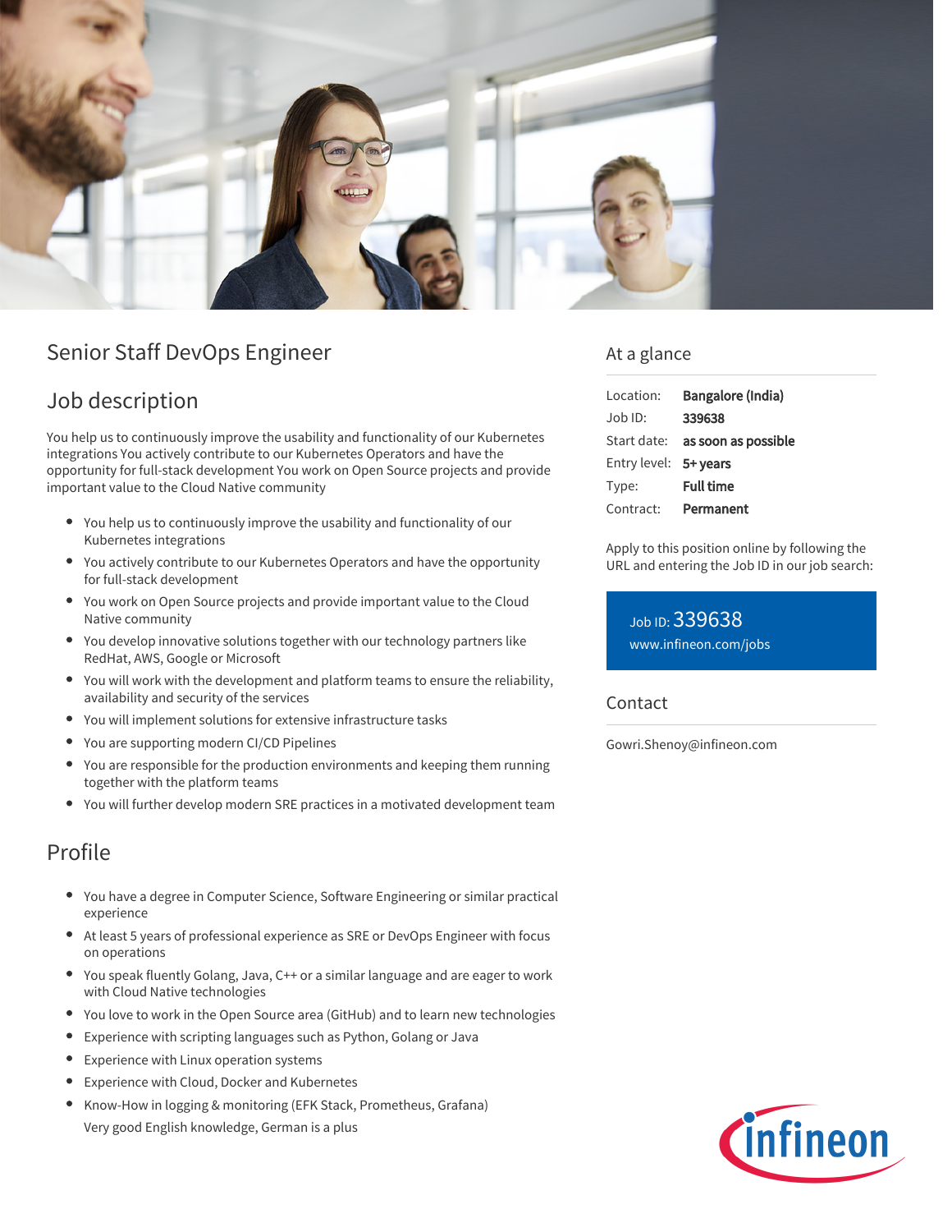# Senior Staff DevOps Engineer

## Job description

You help us to continuously improve the usability and functionality of our Kubernetes integrations You actively contribute to our Kubernetes Operators and have the opportunity for full-stack development You work on Open Source projects and provide important value to the Cloud Native community

- You help us to continuously improve the usability and functionality of our Kubernetes integrations
- You actively contribute to our Kubernetes Operators and have the opportunity for full-stack development
- You work on Open Source projects and provide important value to the Cloud Native community
- You develop innovative solutions together with our technology partners like RedHat, AWS, Google or Microsoft
- You will work with the development and platform teams to ensure the reliability, availability and security of the services
- You will implement solutions for extensive infrastructure tasks
- You are supporting modern CI/CD Pipelines
- You are responsible for the production environments and keeping them running together with the platform teams
- You will further develop modern SRE practices in a motivated development team

## Profile

- You have a degree in Computer Science, Software Engineering or similar practical experience
- At least 5 years of professional experience as SRE or DevOps Engineer with focus on operations
- You speak fluently Golang, Java, C++ or a similar language and are eager to work with Cloud Native technologies
- You love to work in the Open Source area (GitHub) and to learn new technologies
- Experience with scripting languages such as Python, Golang or Java
- Experience with Linux operation systems
- Experience with Cloud, Docker and Kubernetes
- Know-How in logging & monitoring (EFK Stack, Prometheus, Grafana)
  Very good English knowledge, German is a plus

## At a glance

| | |
|---|---|
| Location: | **Bangalore (India)** |
| Job ID: | **339638** |
| Start date: | **as soon as possible** |
| Entry level: | **5+ years** |
| Type: | **Full time** |
| Contract: | **Permanent** |

Apply to this position online by following the URL and entering the Job ID in our job search:

Job ID: 339638
www.infineon.com/jobs

## Contact

Gowri.Shenoy@infineon.com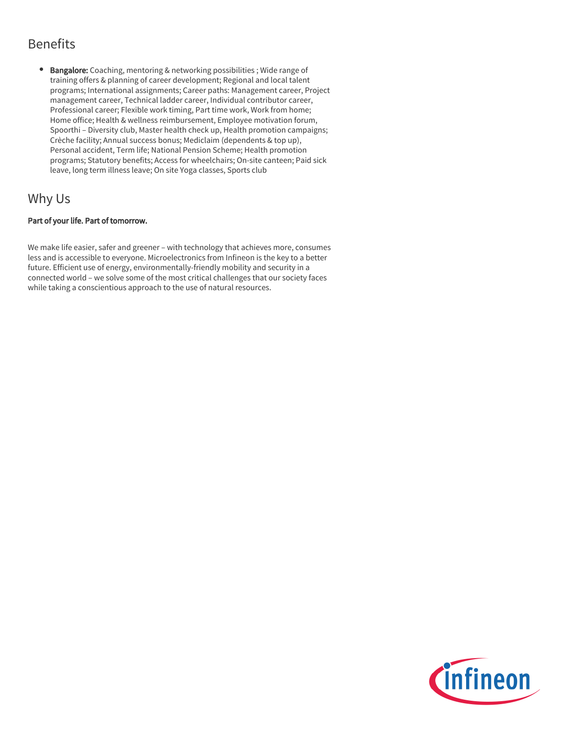## Benefits

- **Bangalore:** Coaching, mentoring & networking possibilities ; Wide range of training offers & planning of career development; Regional and local talent programs; International assignments; Career paths: Management career, Project management career, Technical ladder career, Individual contributor career, Professional career; Flexible work timing, Part time work, Work from home; Home office; Health & wellness reimbursement, Employee motivation forum, Spoorthi – Diversity club, Master health check up, Health promotion campaigns; Crèche facility; Annual success bonus; Mediclaim (dependents & top up), Personal accident, Term life; National Pension Scheme; Health promotion programs; Statutory benefits; Access for wheelchairs; On-site canteen; Paid sick leave, long term illness leave; On site Yoga classes, Sports club

## Why Us

**Part of your life. Part of tomorrow.**

We make life easier, safer and greener – with technology that achieves more, consumes less and is accessible to everyone. Microelectronics from Infineon is the key to a better future. Efficient use of energy, environmentally-friendly mobility and security in a connected world – we solve some of the most critical challenges that our society faces while taking a conscientious approach to the use of natural resources.